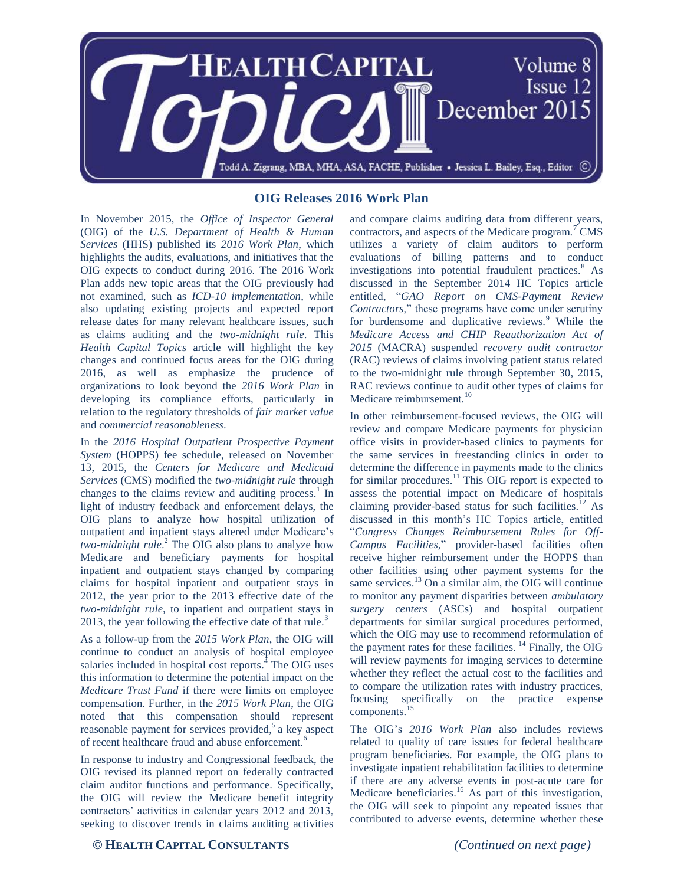# OIG Releases 2016 Work Plan

In November 2015, the *Office of Inspector General* (OIG) of the *U.S. Department of Health & Human Services* (HHS) published its *2016 Work Plan*, which highlights the audits, evaluations, and initiatives that the OIG expects to conduct during 2016. The 2016 Work Plan adds new topic areas that the OIG previously had not examined, such as *ICD-10 implementation*, while also updating existing projects and expected report release dates for many relevant healthcare issues, such as claims auditing and the *two-midnight rule*. This *Health Capital Topics* article will highlight the key changes and continued focus areas for the OIG during 2016, as well as emphasize the prudence of organizations to look beyond the *2016 Work Plan* in developing its compliance efforts, particularly in relation to the regulatory thresholds of *fair market value* and *commercial reasonableness*.

In the *2016 Hospital Outpatient Prospective Payment System* (HOPPS) fee schedule, released on November 13, 2015, the *Centers for Medicare and Medicaid Services* (CMS) modified the *two-midnight rule* through changes to the claims review and auditing process.[1] In light of industry feedback and enforcement delays, the OIG plans to analyze how hospital utilization of outpatient and inpatient stays altered under Medicare's *two-midnight rule*.[2] The OIG also plans to analyze how Medicare and beneficiary payments for hospital inpatient and outpatient stays changed by comparing claims for hospital inpatient and outpatient stays in 2012, the year prior to the 2013 effective date of the *two-midnight rule*, to inpatient and outpatient stays in 2013, the year following the effective date of that rule.[3]

As a follow-up from the *2015 Work Plan*, the OIG will continue to conduct an analysis of hospital employee salaries included in hospital cost reports.[4] The OIG uses this information to determine the potential impact on the *Medicare Trust Fund* if there were limits on employee compensation. Further, in the *2015 Work Plan*, the OIG noted that this compensation should represent reasonable payment for services provided,[5] a key aspect of recent healthcare fraud and abuse enforcement.[6]

In response to industry and Congressional feedback, the OIG revised its planned report on federally contracted claim auditor functions and performance. Specifically, the OIG will review the Medicare benefit integrity contractors' activities in calendar years 2012 and 2013, seeking to discover trends in claims auditing activities and compare claims auditing data from different years, contractors, and aspects of the Medicare program.[7] CMS utilizes a variety of claim auditors to perform evaluations of billing patterns and to conduct investigations into potential fraudulent practices.[8] As discussed in the September 2014 HC Topics article entitled, "*GAO Report on CMS-Payment Review Contractors*," these programs have come under scrutiny for burdensome and duplicative reviews.[9] While the *Medicare Access and CHIP Reauthorization Act of 2015* (MACRA) suspended *recovery audit contractor* (RAC) reviews of claims involving patient status related to the two-midnight rule through September 30, 2015, RAC reviews continue to audit other types of claims for Medicare reimbursement.[10]

In other reimbursement-focused reviews, the OIG will review and compare Medicare payments for physician office visits in provider-based clinics to payments for the same services in freestanding clinics in order to determine the difference in payments made to the clinics for similar procedures.[11] This OIG report is expected to assess the potential impact on Medicare of hospitals claiming provider-based status for such facilities.[12] As discussed in this month's HC Topics article, entitled "*Congress Changes Reimbursement Rules for Off-Campus Facilities*," provider-based facilities often receive higher reimbursement under the HOPPS than other facilities using other payment systems for the same services.[13] On a similar aim, the OIG will continue to monitor any payment disparities between *ambulatory surgery centers* (ASCs) and hospital outpatient departments for similar surgical procedures performed, which the OIG may use to recommend reformulation of the payment rates for these facilities.[14] Finally, the OIG will review payments for imaging services to determine whether they reflect the actual cost to the facilities and to compare the utilization rates with industry practices, focusing specifically on the practice expense components.[15]

The OIG's *2016 Work Plan* also includes reviews related to quality of care issues for federal healthcare program beneficiaries. For example, the OIG plans to investigate inpatient rehabilitation facilities to determine if there are any adverse events in post-acute care for Medicare beneficiaries.[16] As part of this investigation, the OIG will seek to pinpoint any repeated issues that contributed to adverse events, determine whether these

*(Continued on next page)*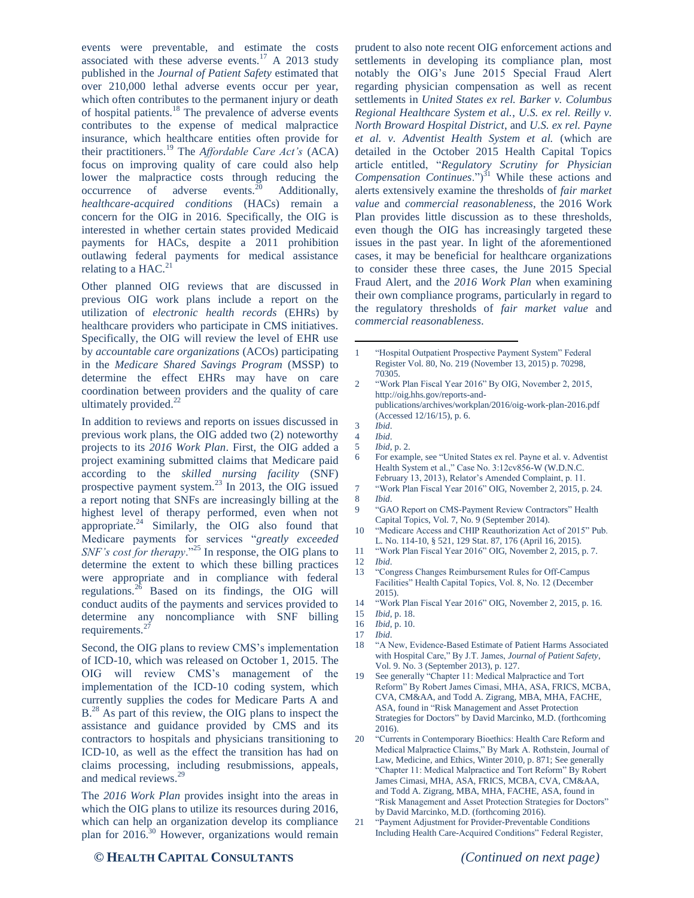events were preventable, and estimate the costs associated with these adverse events.[17] A 2013 study published in the *Journal of Patient Safety* estimated that over 210,000 lethal adverse events occur per year, which often contributes to the permanent injury or death of hospital patients.[18] The prevalence of adverse events contributes to the expense of medical malpractice insurance, which healthcare entities often provide for their practitioners.[19] The *Affordable Care Act's* (ACA) focus on improving quality of care could also help lower the malpractice costs through reducing the occurrence of adverse events.[20] Additionally, *healthcare-acquired conditions* (HACs) remain a concern for the OIG in 2016. Specifically, the OIG is interested in whether certain states provided Medicaid payments for HACs, despite a 2011 prohibition outlawing federal payments for medical assistance relating to a HAC.[21]

Other planned OIG reviews that are discussed in previous OIG work plans include a report on the utilization of *electronic health records* (EHRs) by healthcare providers who participate in CMS initiatives. Specifically, the OIG will review the level of EHR use by *accountable care organizations* (ACOs) participating in the *Medicare Shared Savings Program* (MSSP) to determine the effect EHRs may have on care coordination between providers and the quality of care ultimately provided.[22]

In addition to reviews and reports on issues discussed in previous work plans, the OIG added two (2) noteworthy projects to its *2016 Work Plan*. First, the OIG added a project examining submitted claims that Medicare paid according to the *skilled nursing facility* (SNF) prospective payment system.[23] In 2013, the OIG issued a report noting that SNFs are increasingly billing at the highest level of therapy performed, even when not appropriate.[24] Similarly, the OIG also found that Medicare payments for services "*greatly exceeded SNF's cost for therapy*."[25] In response, the OIG plans to determine the extent to which these billing practices were appropriate and in compliance with federal regulations.[26] Based on its findings, the OIG will conduct audits of the payments and services provided to determine any noncompliance with SNF billing requirements.[27]

Second, the OIG plans to review CMS's implementation of ICD-10, which was released on October 1, 2015. The OIG will review CMS's management of the implementation of the ICD-10 coding system, which currently supplies the codes for Medicare Parts A and B.[28] As part of this review, the OIG plans to inspect the assistance and guidance provided by CMS and its contractors to hospitals and physicians transitioning to ICD-10, as well as the effect the transition has had on claims processing, including resubmissions, appeals, and medical reviews.[29]

The *2016 Work Plan* provides insight into the areas in which the OIG plans to utilize its resources during 2016, which can help an organization develop its compliance plan for 2016.[30] However, organizations would remain prudent to also note recent OIG enforcement actions and settlements in developing its compliance plan, most notably the OIG's June 2015 Special Fraud Alert regarding physician compensation as well as recent settlements in *United States ex rel. Barker v. Columbus Regional Healthcare System et al.*, *U.S. ex rel. Reilly v. North Broward Hospital District*, and *U.S. ex rel. Payne et al. v. Adventist Health System et al.* (which are detailed in the October 2015 Health Capital Topics article entitled, "*Regulatory Scrutiny for Physician Compensation Continues*.")[31] While these actions and alerts extensively examine the thresholds of *fair market value* and *commercial reasonableness*, the 2016 Work Plan provides little discussion as to these thresholds, even though the OIG has increasingly targeted these issues in the past year. In light of the aforementioned cases, it may be beneficial for healthcare organizations to consider these three cases, the June 2015 Special Fraud Alert, and the *2016 Work Plan* when examining their own compliance programs, particularly in regard to the regulatory thresholds of *fair market value* and *commercial reasonableness*.

---

1. "Hospital Outpatient Prospective Payment System" Federal Register Vol. 80, No. 219 (November 13, 2015) p. 70298, 70305.
2. "Work Plan Fiscal Year 2016" By OIG, November 2, 2015, http://oig.hhs.gov/reports-and-publications/archives/workplan/2016/oig-work-plan-2016.pdf (Accessed 12/16/15), p. 6.
3. *Ibid*.
4. *Ibid*.
5. *Ibid*, p. 2.
6. For example, see "United States ex rel. Payne et al. v. Adventist Health System et al.," Case No. 3:12cv856-W (W.D.N.C. February 13, 2013), Relator's Amended Complaint, p. 11.
7. "Work Plan Fiscal Year 2016" OIG, November 2, 2015, p. 24.
8. *Ibid*.
9. "GAO Report on CMS-Payment Review Contractors" Health Capital Topics, Vol. 7, No. 9 (September 2014).
10. "Medicare Access and CHIP Reauthorization Act of 2015" Pub. L. No. 114-10, § 521, 129 Stat. 87, 176 (April 16, 2015).
11. "Work Plan Fiscal Year 2016" OIG, November 2, 2015, p. 7.
12. *Ibid*.
13. "Congress Changes Reimbursement Rules for Off-Campus Facilities" Health Capital Topics, Vol. 8, No. 12 (December 2015).
14. "Work Plan Fiscal Year 2016" OIG, November 2, 2015, p. 16.
15. *Ibid*, p. 18.
16. *Ibid*, p. 10.
17. *Ibid*.
18. "A New, Evidence-Based Estimate of Patient Harms Associated with Hospital Care," By J.T. James, *Journal of Patient Safety*, Vol. 9. No. 3 (September 2013), p. 127.
19. See generally "Chapter 11: Medical Malpractice and Tort Reform" By Robert James Cimasi, MHA, ASA, FRICS, MCBA, CVA, CM&AA, and Todd A. Zigrang, MBA, MHA, FACHE, ASA, found in "Risk Management and Asset Protection Strategies for Doctors" by David Marcinko, M.D. (forthcoming 2016).
20. "Currents in Contemporary Bioethics: Health Care Reform and Medical Malpractice Claims," By Mark A. Rothstein, Journal of Law, Medicine, and Ethics, Winter 2010, p. 871; See generally "Chapter 11: Medical Malpractice and Tort Reform" By Robert James Cimasi, MHA, ASA, FRICS, MCBA, CVA, CM&AA, and Todd A. Zigrang, MBA, MHA, FACHE, ASA, found in "Risk Management and Asset Protection Strategies for Doctors" by David Marcinko, M.D. (forthcoming 2016).
21. "Payment Adjustment for Provider-Preventable Conditions Including Health Care-Acquired Conditions" Federal Register,

*(Continued on next page)*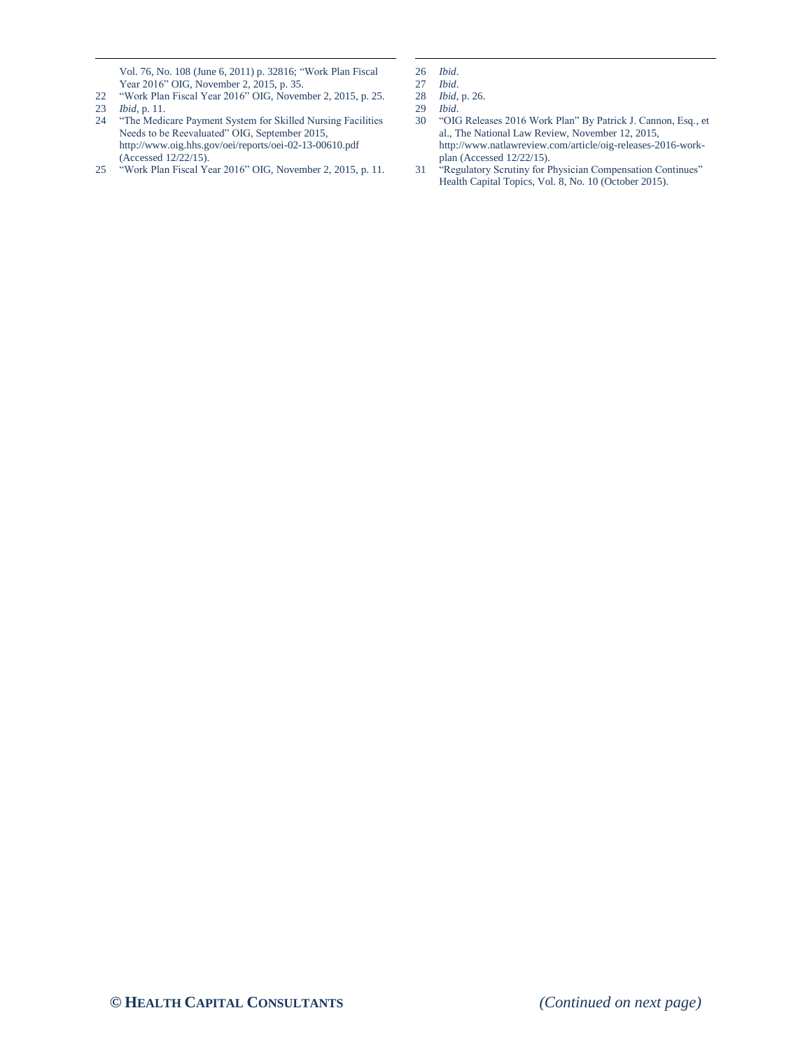Vol. 76, No. 108 (June 6, 2011) p. 32816; "Work Plan Fiscal Year 2016" OIG, November 2, 2015, p. 35.

22 "Work Plan Fiscal Year 2016" OIG, November 2, 2015, p. 25.

23 *Ibid*, p. 11.

24 "The Medicare Payment System for Skilled Nursing Facilities Needs to be Reevaluated" OIG, September 2015, http://www.oig.hhs.gov/oei/reports/oei-02-13-00610.pdf (Accessed 12/22/15).

25 "Work Plan Fiscal Year 2016" OIG, November 2, 2015, p. 11.

26 *Ibid*.

27 *Ibid*.

28 *Ibid*, p. 26.

29 *Ibid*.

30 "OIG Releases 2016 Work Plan" By Patrick J. Cannon, Esq., et al., The National Law Review, November 12, 2015, http://www.natlawreview.com/article/oig-releases-2016-work-plan (Accessed 12/22/15).

31 "Regulatory Scrutiny for Physician Compensation Continues" Health Capital Topics, Vol. 8, No. 10 (October 2015).

*(Continued on next page)*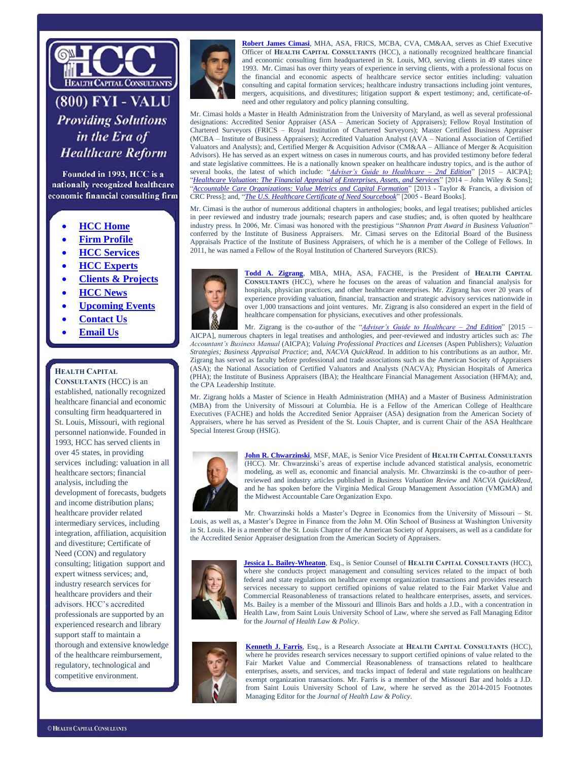# HCC

HEALTH CAPITAL CONSULTANTS

(800) FYI - VALU

*Providing Solutions in the Era of Healthcare Reform*

**Founded in 1993, HCC is a nationally recognized healthcare economic financial consulting firm**

- **HCC Home**
- **Firm Profile**
- **HCC Services**
- **HCC Experts**
- **Clients & Projects**
- **HCC News**
- **Upcoming Events**
- **Contact Us**
- **Email Us**

**HEALTH CAPITAL CONSULTANTS** (HCC) is an established, nationally recognized healthcare financial and economic consulting firm headquartered in St. Louis, Missouri, with regional personnel nationwide. Founded in 1993, HCC has served clients in over 45 states, in providing services including: valuation in all healthcare sectors; financial analysis, including the development of forecasts, budgets and income distribution plans; healthcare provider related intermediary services, including integration, affiliation, acquisition and divestiture; Certificate of Need (CON) and regulatory consulting; litigation support and expert witness services; and, industry research services for healthcare providers and their advisors. HCC's accredited professionals are supported by an experienced research and library support staff to maintain a thorough and extensive knowledge of the healthcare reimbursement, regulatory, technological and competitive environment.

**Robert James Cimasi**, MHA, ASA, FRICS, MCBA, CVA, CM&AA, serves as Chief Executive Officer of **HEALTH CAPITAL CONSULTANTS** (HCC), a nationally recognized healthcare financial and economic consulting firm headquartered in St. Louis, MO, serving clients in 49 states since 1993. Mr. Cimasi has over thirty years of experience in serving clients, with a professional focus on the financial and economic aspects of healthcare service sector entities including: valuation consulting and capital formation services; healthcare industry transactions including joint ventures, mergers, acquisitions, and divestitures; litigation support & expert testimony; and, certificate-of-need and other regulatory and policy planning consulting.

Mr. Cimasi holds a Master in Health Administration from the University of Maryland, as well as several professional designations: Accredited Senior Appraiser (ASA – American Society of Appraisers); Fellow Royal Institution of Chartered Surveyors (FRICS – Royal Institution of Chartered Surveyors); Master Certified Business Appraiser (MCBA – Institute of Business Appraisers); Accredited Valuation Analyst (AVA – National Association of Certified Valuators and Analysts); and, Certified Merger & Acquisition Advisor (CM&AA – Alliance of Merger & Acquisition Advisors). He has served as an expert witness on cases in numerous courts, and has provided testimony before federal and state legislative committees. He is a nationally known speaker on healthcare industry topics, and is the author of several books, the latest of which include: "*Adviser's Guide to Healthcare – 2nd Edition*" [2015 – AICPA]; "*Healthcare Valuation: The Financial Appraisal of Enterprises, Assets, and Services*" [2014 – John Wiley & Sons]; "*Accountable Care Organizations: Value Metrics and Capital Formation*" [2013 - Taylor & Francis, a division of CRC Press]; and, "*The U.S. Healthcare Certificate of Need Sourcebook*" [2005 - Beard Books].

Mr. Cimasi is the author of numerous additional chapters in anthologies; books, and legal treatises; published articles in peer reviewed and industry trade journals; research papers and case studies; and, is often quoted by healthcare industry press. In 2006, Mr. Cimasi was honored with the prestigious "*Shannon Pratt Award in Business Valuation*" conferred by the Institute of Business Appraisers. Mr. Cimasi serves on the Editorial Board of the Business Appraisals Practice of the Institute of Business Appraisers, of which he is a member of the College of Fellows. In 2011, he was named a Fellow of the Royal Institution of Chartered Surveyors (RICS).

**Todd A. Zigrang**, MBA, MHA, ASA, FACHE, is the President of **HEALTH CAPITAL CONSULTANTS** (HCC), where he focuses on the areas of valuation and financial analysis for hospitals, physician practices, and other healthcare enterprises. Mr. Zigrang has over 20 years of experience providing valuation, financial, transaction and strategic advisory services nationwide in over 1,000 transactions and joint ventures. Mr. Zigrang is also considered an expert in the field of healthcare compensation for physicians, executives and other professionals.

Mr. Zigrang is the co-author of the "*Adviser's Guide to Healthcare – 2nd Edition*" [2015 – AICPA], numerous chapters in legal treatises and anthologies, and peer-reviewed and industry articles such as: *The Accountant's Business Manual* (AICPA); *Valuing Professional Practices and Licenses* (Aspen Publishers); *Valuation Strategies; Business Appraisal Practice*; and, *NACVA QuickRead*. In addition to his contributions as an author, Mr. Zigrang has served as faculty before professional and trade associations such as the American Society of Appraisers (ASA); the National Association of Certified Valuators and Analysts (NACVA); Physician Hospitals of America (PHA); the Institute of Business Appraisers (IBA); the Healthcare Financial Management Association (HFMA); and, the CPA Leadership Institute.

Mr. Zigrang holds a Master of Science in Health Administration (MHA) and a Master of Business Administration (MBA) from the University of Missouri at Columbia. He is a Fellow of the American College of Healthcare Executives (FACHE) and holds the Accredited Senior Appraiser (ASA) designation from the American Society of Appraisers, where he has served as President of the St. Louis Chapter, and is current Chair of the ASA Healthcare Special Interest Group (HSIG).

**John R. Chwarzinski**, MSF, MAE, is Senior Vice President of **HEALTH CAPITAL CONSULTANTS** (HCC). Mr. Chwarzinski's areas of expertise include advanced statistical analysis, econometric modeling, as well as, economic and financial analysis. Mr. Chwarzinski is the co-author of peer-reviewed and industry articles published in *Business Valuation Review* and *NACVA QuickRead*, and he has spoken before the Virginia Medical Group Management Association (VMGMA) and the Midwest Accountable Care Organization Expo.

Mr. Chwarzinski holds a Master's Degree in Economics from the University of Missouri – St. Louis, as well as, a Master's Degree in Finance from the John M. Olin School of Business at Washington University in St. Louis. He is a member of the St. Louis Chapter of the American Society of Appraisers, as well as a candidate for the Accredited Senior Appraiser designation from the American Society of Appraisers.

**Jessica L. Bailey-Wheaton**, Esq., is Senior Counsel of **HEALTH CAPITAL CONSULTANTS** (HCC), where she conducts project management and consulting services related to the impact of both federal and state regulations on healthcare exempt organization transactions and provides research services necessary to support certified opinions of value related to the Fair Market Value and Commercial Reasonableness of transactions related to healthcare enterprises, assets, and services. Ms. Bailey is a member of the Missouri and Illinois Bars and holds a J.D., with a concentration in Health Law, from Saint Louis University School of Law, where she served as Fall Managing Editor for the *Journal of Health Law & Policy*.

**Kenneth J. Farris**, Esq., is a Research Associate at **HEALTH CAPITAL CONSULTANTS** (HCC), where he provides research services necessary to support certified opinions of value related to the Fair Market Value and Commercial Reasonableness of transactions related to healthcare enterprises, assets, and services, and tracks impact of federal and state regulations on healthcare exempt organization transactions. Mr. Farris is a member of the Missouri Bar and holds a J.D. from Saint Louis University School of Law, where he served as the 2014-2015 Footnotes Managing Editor for the *Journal of Health Law & Policy*.